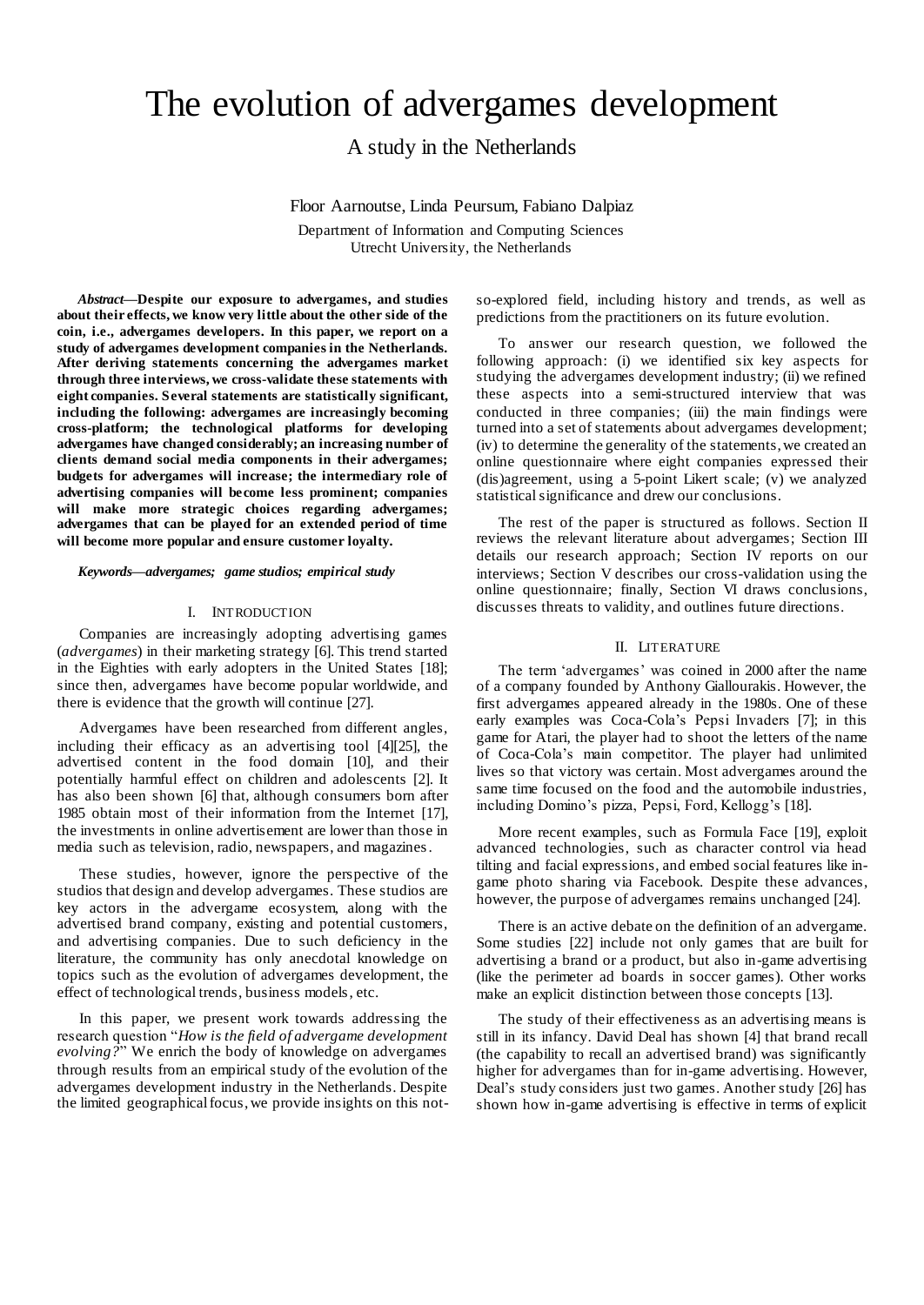# The evolution of advergames development

## A study in the Netherlands

Floor Aarnoutse, Linda Peursum, Fabiano Dalpiaz

Department of Information and Computing Sciences
Utrecht University, the Netherlands

***Abstract*—Despite our exposure to advergames, and studies about their effects, we know very little about the other side of the coin, i.e., advergames developers. In this paper, we report on a study of advergames development companies in the Netherlands. After deriving statements concerning the advergames market through three interviews, we cross-validate these statements with eight companies. Several statements are statistically significant, including the following: advergames are increasingly becoming cross-platform; the technological platforms for developing advergames have changed considerably; an increasing number of clients demand social media components in their advergames; budgets for advergames will increase; the intermediary role of advertising companies will become less prominent; companies will make more strategic choices regarding advergames; advergames that can be played for an extended period of time will become more popular and ensure customer loyalty.**

***Keywords*—*advergames; game studios; empirical study***

## I. Introduction

Companies are increasingly adopting advertising games (*advergames*) in their marketing strategy [6]. This trend started in the Eighties with early adopters in the United States [18]; since then, advergames have become popular worldwide, and there is evidence that the growth will continue [27].

Advergames have been researched from different angles, including their efficacy as an advertising tool [4][25], the advertised content in the food domain [10], and their potentially harmful effect on children and adolescents [2]. It has also been shown [6] that, although consumers born after 1985 obtain most of their information from the Internet [17], the investments in online advertisement are lower than those in media such as television, radio, newspapers, and magazines.

These studies, however, ignore the perspective of the studios that design and develop advergames. These studios are key actors in the advergame ecosystem, along with the advertised brand company, existing and potential customers, and advertising companies. Due to such deficiency in the literature, the community has only anecdotal knowledge on topics such as the evolution of advergames development, the effect of technological trends, business models, etc.

In this paper, we present work towards addressing the research question "*How is the field of advergame development evolving?*" We enrich the body of knowledge on advergames through results from an empirical study of the evolution of the advergames development industry in the Netherlands. Despite the limited geographical focus, we provide insights on this not-so-explored field, including history and trends, as well as predictions from the practitioners on its future evolution.

To answer our research question, we followed the following approach: (i) we identified six key aspects for studying the advergames development industry; (ii) we refined these aspects into a semi-structured interview that was conducted in three companies; (iii) the main findings were turned into a set of statements about advergames development; (iv) to determine the generality of the statements, we created an online questionnaire where eight companies expressed their (dis)agreement, using a 5-point Likert scale; (v) we analyzed statistical significance and drew our conclusions.

The rest of the paper is structured as follows. Section II reviews the relevant literature about advergames; Section III details our research approach; Section IV reports on our interviews; Section V describes our cross-validation using the online questionnaire; finally, Section VI draws conclusions, discusses threats to validity, and outlines future directions.

## II. Literature

The term 'advergames' was coined in 2000 after the name of a company founded by Anthony Giallourakis. However, the first advergames appeared already in the 1980s. One of these early examples was Coca-Cola's Pepsi Invaders [7]; in this game for Atari, the player had to shoot the letters of the name of Coca-Cola's main competitor. The player had unlimited lives so that victory was certain. Most advergames around the same time focused on the food and the automobile industries, including Domino's pizza, Pepsi, Ford, Kellogg's [18].

More recent examples, such as Formula Face [19], exploit advanced technologies, such as character control via head tilting and facial expressions, and embed social features like in-game photo sharing via Facebook. Despite these advances, however, the purpose of advergames remains unchanged [24].

There is an active debate on the definition of an advergame. Some studies [22] include not only games that are built for advertising a brand or a product, but also in-game advertising (like the perimeter ad boards in soccer games). Other works make an explicit distinction between those concepts [13].

The study of their effectiveness as an advertising means is still in its infancy. David Deal has shown [4] that brand recall (the capability to recall an advertised brand) was significantly higher for advergames than for in-game advertising. However, Deal's study considers just two games. Another study [26] has shown how in-game advertising is effective in terms of explicit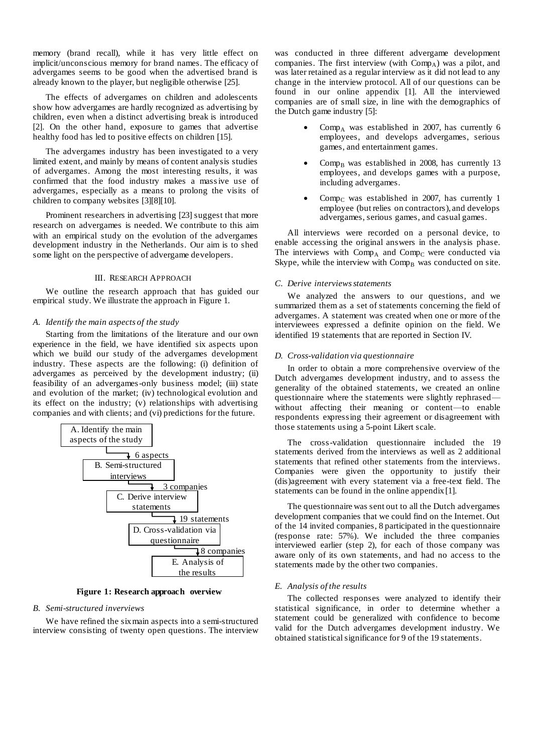memory (brand recall), while it has very little effect on implicit/unconscious memory for brand names. The efficacy of advergames seems to be good when the advertised brand is already known to the player, but negligible otherwise [25].

The effects of advergames on children and adolescents show how advergames are hardly recognized as advertising by children, even when a distinct advertising break is introduced [2]. On the other hand, exposure to games that advertise healthy food has led to positive effects on children [15].

The advergames industry has been investigated to a very limited extent, and mainly by means of content analysis studies of advergames. Among the most interesting results, it was confirmed that the food industry makes a massive use of advergames, especially as a means to prolong the visits of children to company websites [3][8][10].

Prominent researchers in advertising [23] suggest that more research on advergames is needed. We contribute to this aim with an empirical study on the evolution of the advergames development industry in the Netherlands. Our aim is to shed some light on the perspective of advergame developers.

## III. Research Approach

We outline the research approach that has guided our empirical study. We illustrate the approach in Figure 1.

### *A. Identify the main aspects of the study*

Starting from the limitations of the literature and our own experience in the field, we have identified six aspects upon which we build our study of the advergames development industry. These aspects are the following: (i) definition of advergames as perceived by the development industry; (ii) feasibility of an advergames-only business model; (iii) state and evolution of the market; (iv) technological evolution and its effect on the industry; (v) relationships with advertising companies and with clients; and (vi) predictions for the future.

A. Identify the main aspects of the study
→ 6 aspects
B. Semi-structured interviews
→ 3 companies
C. Derive interview statements
→ 19 statements
D. Cross-validation via questionnaire
→ 8 companies
E. Analysis of the results

**Figure 1: Research approach overview**

### *B. Semi-structured inverviews*

We have refined the six main aspects into a semi-structured interview consisting of twenty open questions. The interview was conducted in three different advergame development companies. The first interview (with $Comp_A$) was a pilot, and was later retained as a regular interview as it did not lead to any change in the interview protocol. All of our questions can be found in our online appendix [1]. All the interviewed companies are of small size, in line with the demographics of the Dutch game industry [5]:

- $Comp_A$ was established in 2007, has currently 6 employees, and develops advergames, serious games, and entertainment games.
- $Comp_B$ was established in 2008, has currently 13 employees, and develops games with a purpose, including advergames.
- $Comp_C$ was established in 2007, has currently 1 employee (but relies on contractors), and develops advergames, serious games, and casual games.

All interviews were recorded on a personal device, to enable accessing the original answers in the analysis phase. The interviews with $Comp_A$ and $Comp_C$ were conducted via Skype, while the interview with $Comp_B$ was conducted on site.

### *C. Derive interviews statements*

We analyzed the answers to our questions, and we summarized them as a set of statements concerning the field of advergames. A statement was created when one or more of the interviewees expressed a definite opinion on the field. We identified 19 statements that are reported in Section IV.

### *D. Cross-validation via questionnaire*

In order to obtain a more comprehensive overview of the Dutch advergames development industry, and to assess the generality of the obtained statements, we created an online questionnaire where the statements were slightly rephrased—without affecting their meaning or content—to enable respondents expressing their agreement or disagreement with those statements using a 5-point Likert scale.

The cross-validation questionnaire included the 19 statements derived from the interviews as well as 2 additional statements that refined other statements from the interviews. Companies were given the opportunity to justify their (dis)agreement with every statement via a free-text field. The statements can be found in the online appendix [1].

The questionnaire was sent out to all the Dutch advergames development companies that we could find on the Internet. Out of the 14 invited companies, 8 participated in the questionnaire (response rate: 57%). We included the three companies interviewed earlier (step 2), for each of those company was aware only of its own statements, and had no access to the statements made by the other two companies.

### *E. Analysis of the results*

The collected responses were analyzed to identify their statistical significance, in order to determine whether a statement could be generalized with confidence to become valid for the Dutch advergames development industry. We obtained statistical significance for 9 of the 19 statements.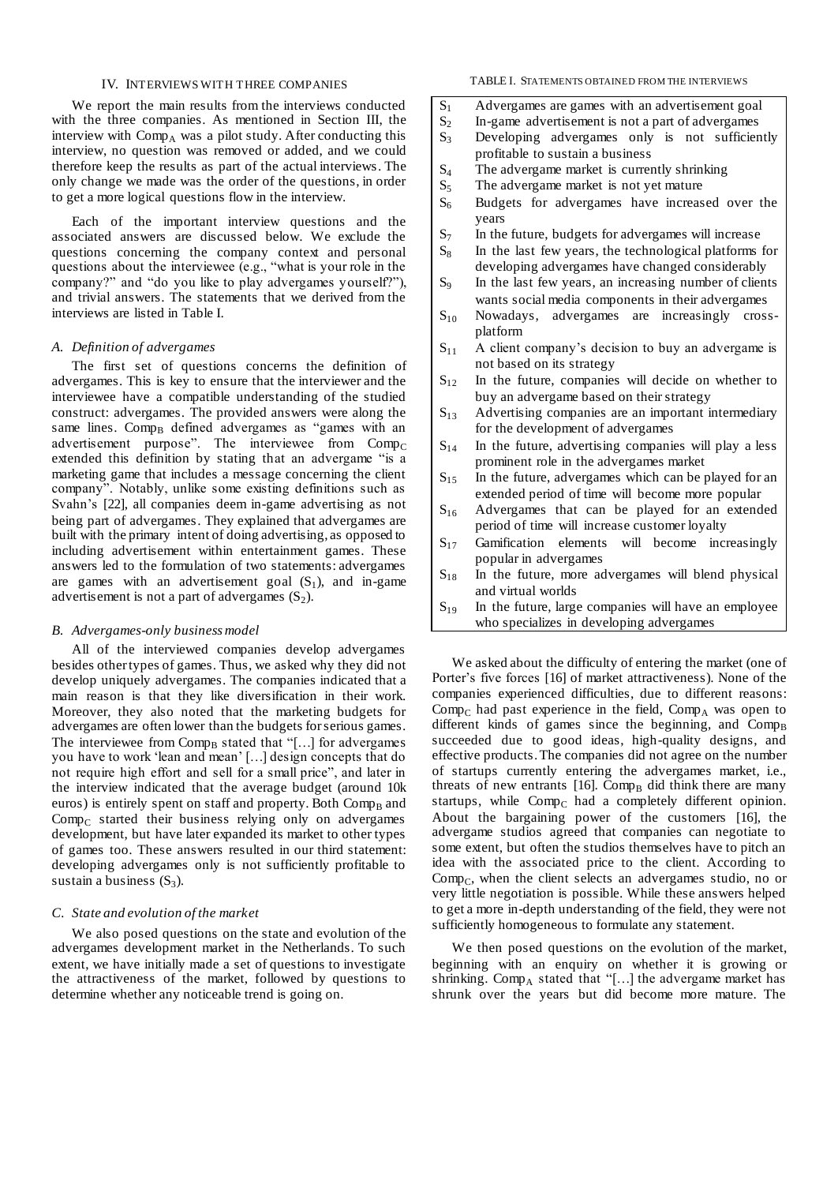## IV. Interviews with Three Companies

We report the main results from the interviews conducted with the three companies. As mentioned in Section III, the interview with $Comp_A$ was a pilot study. After conducting this interview, no question was removed or added, and we could therefore keep the results as part of the actual interviews. The only change we made was the order of the questions, in order to get a more logical questions flow in the interview.

Each of the important interview questions and the associated answers are discussed below. We exclude the questions concerning the company context and personal questions about the interviewee (e.g., "what is your role in the company?" and "do you like to play advergames yourself?"), and trivial answers. The statements that we derived from the interviews are listed in Table I.

### A. Definition of advergames

The first set of questions concerns the definition of advergames. This is key to ensure that the interviewer and the interviewee have a compatible understanding of the studied construct: advergames. The provided answers were along the same lines. $Comp_B$ defined advergames as "games with an advertisement purpose". The interviewee from $Comp_C$ extended this definition by stating that an advergame "is a marketing game that includes a message concerning the client company". Notably, unlike some existing definitions such as Svahn's [22], all companies deem in-game advertising as not being part of advergames. They explained that advergames are built with the primary intent of doing advertising, as opposed to including advertisement within entertainment games. These answers led to the formulation of two statements: advergames are games with an advertisement goal ($S_1$), and in-game advertisement is not a part of advergames ($S_2$).

### B. Advergames-only business model

All of the interviewed companies develop advergames besides other types of games. Thus, we asked why they did not develop uniquely advergames. The companies indicated that a main reason is that they like diversification in their work. Moreover, they also noted that the marketing budgets for advergames are often lower than the budgets for serious games. The interviewee from $Comp_B$ stated that "[…] for advergames you have to work 'lean and mean' […] design concepts that do not require high effort and sell for a small price", and later in the interview indicated that the average budget (around 10k euros) is entirely spent on staff and property. Both $Comp_B$ and $Comp_C$ started their business relying only on advergames development, but have later expanded its market to other types of games too. These answers resulted in our third statement: developing advergames only is not sufficiently profitable to sustain a business ($S_3$).

### C. State and evolution of the market

We also posed questions on the state and evolution of the advergames development market in the Netherlands. To such extent, we have initially made a set of questions to investigate the attractiveness of the market, followed by questions to determine whether any noticeable trend is going on.

TABLE I. Statements obtained from the interviews

| | |
|---|---|
| $S_1$ | Advergames are games with an advertisement goal |
| $S_2$ | In-game advertisement is not a part of advergames |
| $S_3$ | Developing advergames only is not sufficiently profitable to sustain a business |
| $S_4$ | The advergame market is currently shrinking |
| $S_5$ | The advergame market is not yet mature |
| $S_6$ | Budgets for advergames have increased over the years |
| $S_7$ | In the future, budgets for advergames will increase |
| $S_8$ | In the last few years, the technological platforms for developing advergames have changed considerably |
| $S_9$ | In the last few years, an increasing number of clients wants social media components in their advergames |
| $S_{10}$ | Nowadays, advergames are increasingly cross-platform |
| $S_{11}$ | A client company's decision to buy an advergame is not based on its strategy |
| $S_{12}$ | In the future, companies will decide on whether to buy an advergame based on their strategy |
| $S_{13}$ | Advertising companies are an important intermediary for the development of advergames |
| $S_{14}$ | In the future, advertising companies will play a less prominent role in the advergames market |
| $S_{15}$ | In the future, advergames which can be played for an extended period of time will become more popular |
| $S_{16}$ | Advergames that can be played for an extended period of time will increase customer loyalty |
| $S_{17}$ | Gamification elements will become increasingly popular in advergames |
| $S_{18}$ | In the future, more advergames will blend physical and virtual worlds |
| $S_{19}$ | In the future, large companies will have an employee who specializes in developing advergames |

We asked about the difficulty of entering the market (one of Porter's five forces [16] of market attractiveness). None of the companies experienced difficulties, due to different reasons: $Comp_C$ had past experience in the field, $Comp_A$ was open to different kinds of games since the beginning, and $Comp_B$ succeeded due to good ideas, high-quality designs, and effective products. The companies did not agree on the number of startups currently entering the advergames market, i.e., threats of new entrants [16]. $Comp_B$ did think there are many startups, while $Comp_C$ had a completely different opinion. About the bargaining power of the customers [16], the advergame studios agreed that companies can negotiate to some extent, but often the studios themselves have to pitch an idea with the associated price to the client. According to $Comp_C$, when the client selects an advergames studio, no or very little negotiation is possible. While these answers helped to get a more in-depth understanding of the field, they were not sufficiently homogeneous to formulate any statement.

We then posed questions on the evolution of the market, beginning with an enquiry on whether it is growing or shrinking. $Comp_A$ stated that "[…] the advergame market has shrunk over the years but did become more mature. The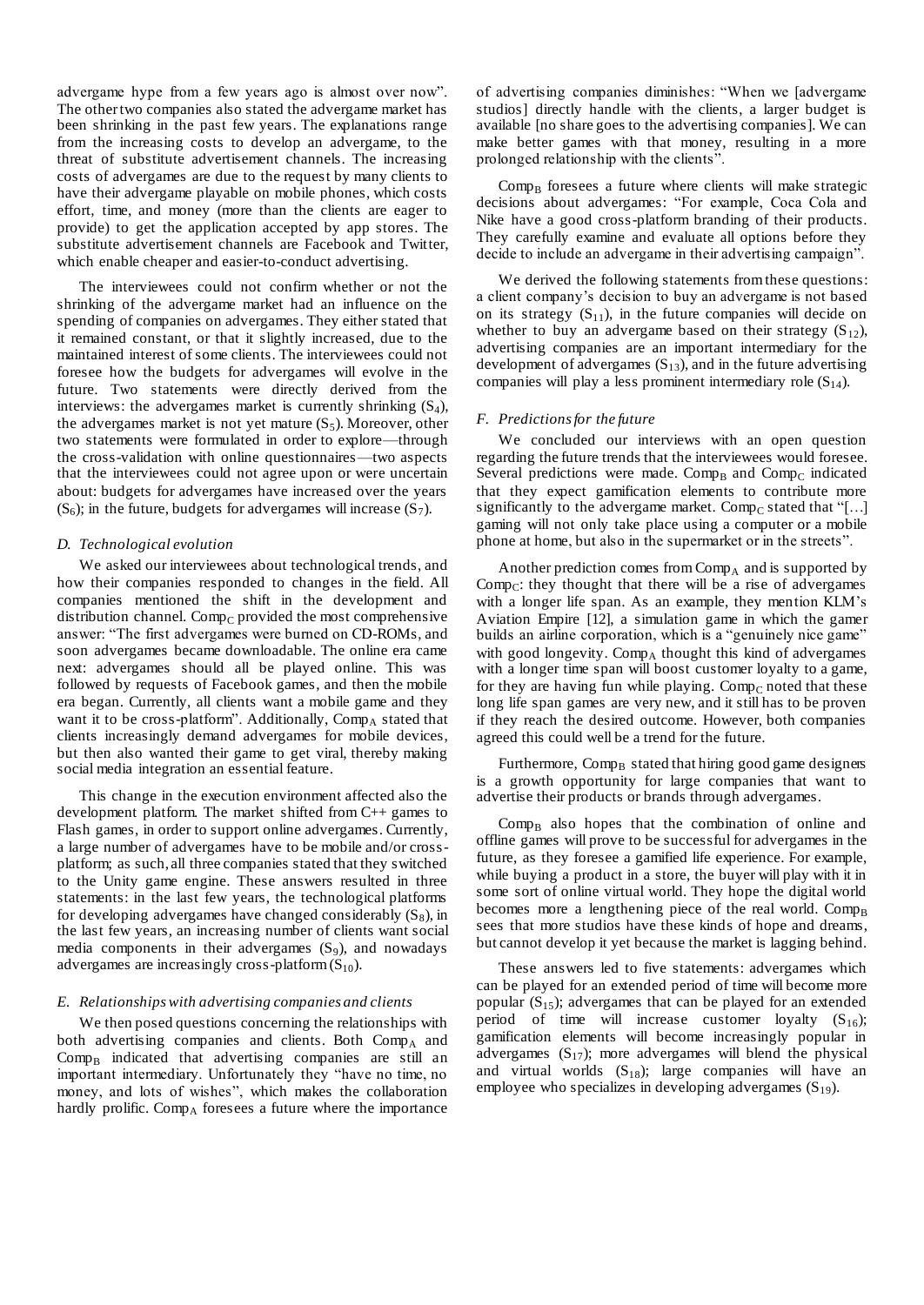advergame hype from a few years ago is almost over now". The other two companies also stated the advergame market has been shrinking in the past few years. The explanations range from the increasing costs to develop an advergame, to the threat of substitute advertisement channels. The increasing costs of advergames are due to the request by many clients to have their advergame playable on mobile phones, which costs effort, time, and money (more than the clients are eager to provide) to get the application accepted by app stores. The substitute advertisement channels are Facebook and Twitter, which enable cheaper and easier-to-conduct advertising.

The interviewees could not confirm whether or not the shrinking of the advergame market had an influence on the spending of companies on advergames. They either stated that it remained constant, or that it slightly increased, due to the maintained interest of some clients. The interviewees could not foresee how the budgets for advergames will evolve in the future. Two statements were directly derived from the interviews: the advergames market is currently shrinking ($S_4$), the advergames market is not yet mature ($S_5$). Moreover, other two statements were formulated in order to explore—through the cross-validation with online questionnaires—two aspects that the interviewees could not agree upon or were uncertain about: budgets for advergames have increased over the years ($S_6$); in the future, budgets for advergames will increase ($S_7$).

### *D. Technological evolution*

We asked our interviewees about technological trends, and how their companies responded to changes in the field. All companies mentioned the shift in the development and distribution channel. $\text{Comp}_C$ provided the most comprehensive answer: "The first advergames were burned on CD-ROMs, and soon advergames became downloadable. The online era came next: advergames should all be played online. This was followed by requests of Facebook games, and then the mobile era began. Currently, all clients want a mobile game and they want it to be cross-platform". Additionally, $\text{Comp}_A$ stated that clients increasingly demand advergames for mobile devices, but then also wanted their game to get viral, thereby making social media integration an essential feature.

This change in the execution environment affected also the development platform. The market shifted from C++ games to Flash games, in order to support online advergames. Currently, a large number of advergames have to be mobile and/or cross-platform; as such, all three companies stated that they switched to the Unity game engine. These answers resulted in three statements: in the last few years, the technological platforms for developing advergames have changed considerably ($S_8$), in the last few years, an increasing number of clients want social media components in their advergames ($S_9$), and nowadays advergames are increasingly cross-platform ($S_{10}$).

### *E. Relationships with advertising companies and clients*

We then posed questions concerning the relationships with both advertising companies and clients. Both $\text{Comp}_A$ and $\text{Comp}_B$ indicated that advertising companies are still an important intermediary. Unfortunately they "have no time, no money, and lots of wishes", which makes the collaboration hardly prolific. $\text{Comp}_A$ foresees a future where the importance of advertising companies diminishes: "When we [advergame studios] directly handle with the clients, a larger budget is available [no share goes to the advertising companies]. We can make better games with that money, resulting in a more prolonged relationship with the clients".

$\text{Comp}_B$ foresees a future where clients will make strategic decisions about advergames: "For example, Coca Cola and Nike have a good cross-platform branding of their products. They carefully examine and evaluate all options before they decide to include an advergame in their advertising campaign".

We derived the following statements from these questions: a client company's decision to buy an advergame is not based on its strategy ($S_{11}$), in the future companies will decide on whether to buy an advergame based on their strategy ($S_{12}$), advertising companies are an important intermediary for the development of advergames ($S_{13}$), and in the future advertising companies will play a less prominent intermediary role ($S_{14}$).

### *F. Predictions for the future*

We concluded our interviews with an open question regarding the future trends that the interviewees would foresee. Several predictions were made. $\text{Comp}_B$ and $\text{Comp}_C$ indicated that they expect gamification elements to contribute more significantly to the advergame market. $\text{Comp}_C$ stated that "[…] gaming will not only take place using a computer or a mobile phone at home, but also in the supermarket or in the streets".

Another prediction comes from $\text{Comp}_A$ and is supported by $\text{Comp}_C$: they thought that there will be a rise of advergames with a longer life span. As an example, they mention KLM's Aviation Empire [12], a simulation game in which the gamer builds an airline corporation, which is a "genuinely nice game" with good longevity. $\text{Comp}_A$ thought this kind of advergames with a longer time span will boost customer loyalty to a game, for they are having fun while playing. $\text{Comp}_C$ noted that these long life span games are very new, and it still has to be proven if they reach the desired outcome. However, both companies agreed this could well be a trend for the future.

Furthermore, $\text{Comp}_B$ stated that hiring good game designers is a growth opportunity for large companies that want to advertise their products or brands through advergames.

$\text{Comp}_B$ also hopes that the combination of online and offline games will prove to be successful for advergames in the future, as they foresee a gamified life experience. For example, while buying a product in a store, the buyer will play with it in some sort of online virtual world. They hope the digital world becomes more a lengthening piece of the real world. $\text{Comp}_B$ sees that more studios have these kinds of hope and dreams, but cannot develop it yet because the market is lagging behind.

These answers led to five statements: advergames which can be played for an extended period of time will become more popular ($S_{15}$); advergames that can be played for an extended period of time will increase customer loyalty ($S_{16}$); gamification elements will become increasingly popular in advergames ($S_{17}$); more advergames will blend the physical and virtual worlds ($S_{18}$); large companies will have an employee who specializes in developing advergames ($S_{19}$).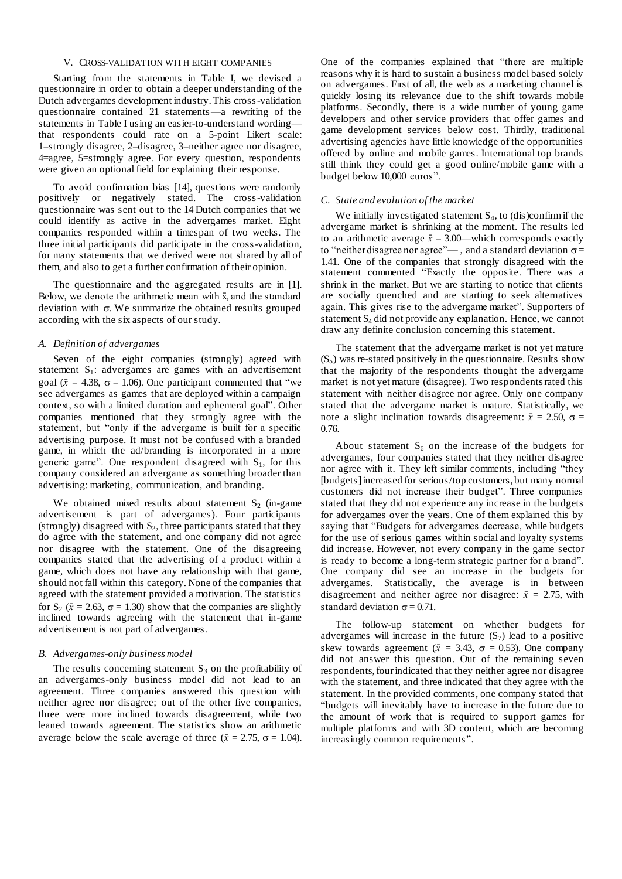## V. Cross-Validation with Eight Companies

Starting from the statements in Table I, we devised a questionnaire in order to obtain a deeper understanding of the Dutch advergames development industry. This cross-validation questionnaire contained 21 statements—a rewriting of the statements in Table I using an easier-to-understand wording—that respondents could rate on a 5-point Likert scale: 1=strongly disagree, 2=disagree, 3=neither agree nor disagree, 4=agree, 5=strongly agree. For every question, respondents were given an optional field for explaining their response.

To avoid confirmation bias [14], questions were randomly positively or negatively stated. The cross-validation questionnaire was sent out to the 14 Dutch companies that we could identify as active in the advergames market. Eight companies responded within a timespan of two weeks. The three initial participants did participate in the cross-validation, for many statements that we derived were not shared by all of them, and also to get a further confirmation of their opinion.

The questionnaire and the aggregated results are in [1]. Below, we denote the arithmetic mean with $\bar{x}$, and the standard deviation with $\sigma$. We summarize the obtained results grouped according with the six aspects of our study.

### A. Definition of advergames

Seven of the eight companies (strongly) agreed with statement $S_1$: advergames are games with an advertisement goal ($\bar{x}$ = 4.38, $\sigma$ = 1.06). One participant commented that "we see advergames as games that are deployed within a campaign context, so with a limited duration and ephemeral goal". Other companies mentioned that they strongly agree with the statement, but "only if the advergame is built for a specific advertising purpose. It must not be confused with a branded game, in which the ad/branding is incorporated in a more generic game". One respondent disagreed with $S_1$, for this company considered an advergame as something broader than advertising: marketing, communication, and branding.

We obtained mixed results about statement $S_2$ (in-game advertisement is part of advergames). Four participants (strongly) disagreed with $S_2$, three participants stated that they do agree with the statement, and one company did not agree nor disagree with the statement. One of the disagreeing companies stated that the advertising of a product within a game, which does not have any relationship with that game, should not fall within this category. None of the companies that agreed with the statement provided a motivation. The statistics for $S_2$ ($\bar{x}$ = 2.63, $\sigma$ = 1.30) show that the companies are slightly inclined towards agreeing with the statement that in-game advertisement is not part of advergames.

### B. Advergames-only business model

The results concerning statement $S_3$ on the profitability of an advergames-only business model did not lead to an agreement. Three companies answered this question with neither agree nor disagree; out of the other five companies, three were more inclined towards disagreement, while two leaned towards agreement. The statistics show an arithmetic average below the scale average of three ($\bar{x}$ = 2.75, $\sigma$ = 1.04). One of the companies explained that "there are multiple reasons why it is hard to sustain a business model based solely on advergames. First of all, the web as a marketing channel is quickly losing its relevance due to the shift towards mobile platforms. Secondly, there is a wide number of young game developers and other service providers that offer games and game development services below cost. Thirdly, traditional advertising agencies have little knowledge of the opportunities offered by online and mobile games. International top brands still think they could get a good online/mobile game with a budget below 10,000 euros".

### C. State and evolution of the market

We initially investigated statement $S_4$, to (dis)confirm if the advergame market is shrinking at the moment. The results led to an arithmetic average $\bar{x}$ = 3.00—which corresponds exactly to "neither disagree nor agree"—, and a standard deviation $\sigma$ = 1.41. One of the companies that strongly disagreed with the statement commented "Exactly the opposite. There was a shrink in the market. But we are starting to notice that clients are socially quenched and are starting to seek alternatives again. This gives rise to the advergame market". Supporters of statement $S_4$ did not provide any explanation. Hence, we cannot draw any definite conclusion concerning this statement.

The statement that the advergame market is not yet mature ($S_5$) was re-stated positively in the questionnaire. Results show that the majority of the respondents thought the advergame market is not yet mature (disagree). Two respondents rated this statement with neither disagree nor agree. Only one company stated that the advergame market is mature. Statistically, we note a slight inclination towards disagreement: $\bar{x}$ = 2.50, $\sigma$ = 0.76.

About statement $S_6$ on the increase of the budgets for advergames, four companies stated that they neither disagree nor agree with it. They left similar comments, including "they [budgets] increased for serious/top customers, but many normal customers did not increase their budget". Three companies stated that they did not experience any increase in the budgets for advergames over the years. One of them explained this by saying that "Budgets for advergames decrease, while budgets for the use of serious games within social and loyalty systems did increase. However, not every company in the game sector is ready to become a long-term strategic partner for a brand". One company did see an increase in the budgets for advergames. Statistically, the average is in between disagreement and neither agree nor disagree: $\bar{x}$ = 2.75, with standard deviation $\sigma$ = 0.71.

The follow-up statement on whether budgets for advergames will increase in the future ($S_7$) lead to a positive skew towards agreement ($\bar{x}$ = 3.43, $\sigma$ = 0.53). One company did not answer this question. Out of the remaining seven respondents, four indicated that they neither agree nor disagree with the statement, and three indicated that they agree with the statement. In the provided comments, one company stated that "budgets will inevitably have to increase in the future due to the amount of work that is required to support games for multiple platforms and with 3D content, which are becoming increasingly common requirements".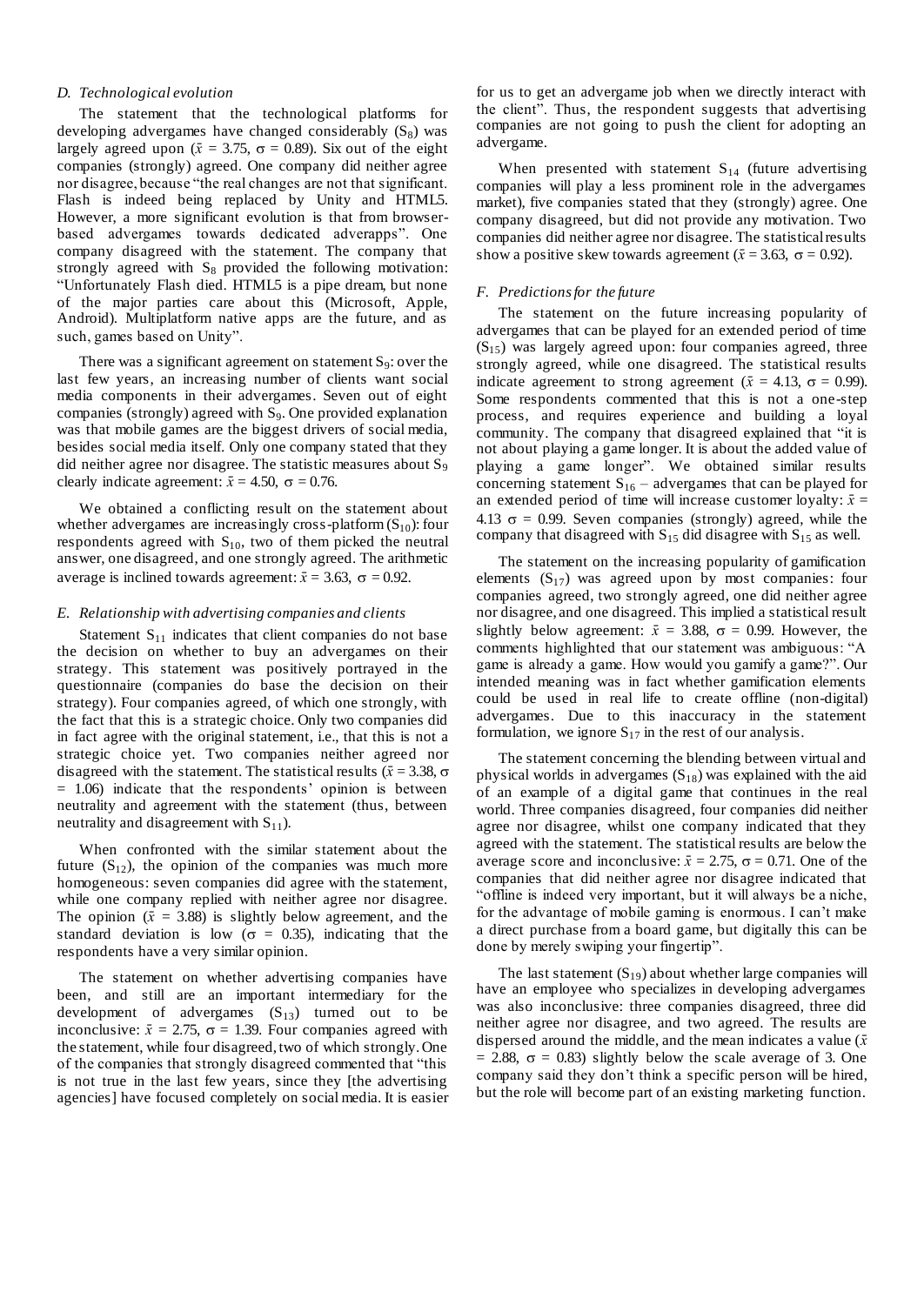### D. Technological evolution

The statement that the technological platforms for developing advergames have changed considerably ($S_8$) was largely agreed upon ($\bar{x}$ = 3.75, $\sigma$ = 0.89). Six out of the eight companies (strongly) agreed. One company did neither agree nor disagree, because "the real changes are not that significant. Flash is indeed being replaced by Unity and HTML5. However, a more significant evolution is that from browser-based advergames towards dedicated adverapps". One company disagreed with the statement. The company that strongly agreed with $S_8$ provided the following motivation: "Unfortunately Flash died. HTML5 is a pipe dream, but none of the major parties care about this (Microsoft, Apple, Android). Multiplatform native apps are the future, and as such, games based on Unity".

There was a significant agreement on statement $S_9$: over the last few years, an increasing number of clients want social media components in their advergames. Seven out of eight companies (strongly) agreed with $S_9$. One provided explanation was that mobile games are the biggest drivers of social media, besides social media itself. Only one company stated that they did neither agree nor disagree. The statistic measures about $S_9$ clearly indicate agreement: $\bar{x}$ = 4.50, $\sigma$ = 0.76.

We obtained a conflicting result on the statement about whether advergames are increasingly cross-platform ($S_{10}$): four respondents agreed with $S_{10}$, two of them picked the neutral answer, one disagreed, and one strongly agreed. The arithmetic average is inclined towards agreement: $\bar{x}$ = 3.63, $\sigma$ = 0.92.

### E. Relationship with advertising companies and clients

Statement $S_{11}$ indicates that client companies do not base the decision on whether to buy an advergames on their strategy. This statement was positively portrayed in the questionnaire (companies do base the decision on their strategy). Four companies agreed, of which one strongly, with the fact that this is a strategic choice. Only two companies did in fact agree with the original statement, i.e., that this is not a strategic choice yet. Two companies neither agreed nor disagreed with the statement. The statistical results ($\bar{x}$ = 3.38, $\sigma$ = 1.06) indicate that the respondents' opinion is between neutrality and agreement with the statement (thus, between neutrality and disagreement with $S_{11}$).

When confronted with the similar statement about the future ($S_{12}$), the opinion of the companies was much more homogeneous: seven companies did agree with the statement, while one company replied with neither agree nor disagree. The opinion ($\bar{x}$ = 3.88) is slightly below agreement, and the standard deviation is low ($\sigma$ = 0.35), indicating that the respondents have a very similar opinion.

The statement on whether advertising companies have been, and still are an important intermediary for the development of advergames ($S_{13}$) turned out to be inconclusive: $\bar{x}$ = 2.75, $\sigma$ = 1.39. Four companies agreed with the statement, while four disagreed, two of which strongly. One of the companies that strongly disagreed commented that "this is not true in the last few years, since they [the advertising agencies] have focused completely on social media. It is easier for us to get an advergame job when we directly interact with the client". Thus, the respondent suggests that advertising companies are not going to push the client for adopting an advergame.

When presented with statement $S_{14}$ (future advertising companies will play a less prominent role in the advergames market), five companies stated that they (strongly) agree. One company disagreed, but did not provide any motivation. Two companies did neither agree nor disagree. The statistical results show a positive skew towards agreement ($\bar{x}$ = 3.63, $\sigma$ = 0.92).

### F. Predictions for the future

The statement on the future increasing popularity of advergames that can be played for an extended period of time ($S_{15}$) was largely agreed upon: four companies agreed, three strongly agreed, while one disagreed. The statistical results indicate agreement to strong agreement ($\bar{x}$ = 4.13, $\sigma$ = 0.99). Some respondents commented that this is not a one-step process, and requires experience and building a loyal community. The company that disagreed explained that "it is not about playing a game longer. It is about the added value of playing a game longer". We obtained similar results concerning statement $S_{16}$ – advergames that can be played for an extended period of time will increase customer loyalty: $\bar{x}$ = 4.13 $\sigma$ = 0.99. Seven companies (strongly) agreed, while the company that disagreed with $S_{15}$ did disagree with $S_{15}$ as well.

The statement on the increasing popularity of gamification elements ($S_{17}$) was agreed upon by most companies: four companies agreed, two strongly agreed, one did neither agree nor disagree, and one disagreed. This implied a statistical result slightly below agreement: $\bar{x}$ = 3.88, $\sigma$ = 0.99. However, the comments highlighted that our statement was ambiguous: "A game is already a game. How would you gamify a game?". Our intended meaning was in fact whether gamification elements could be used in real life to create offline (non-digital) advergames. Due to this inaccuracy in the statement formulation, we ignore $S_{17}$ in the rest of our analysis.

The statement concerning the blending between virtual and physical worlds in advergames ($S_{18}$) was explained with the aid of an example of a digital game that continues in the real world. Three companies disagreed, four companies did neither agree nor disagree, whilst one company indicated that they agreed with the statement. The statistical results are below the average score and inconclusive: $\bar{x}$ = 2.75, $\sigma$ = 0.71. One of the companies that did neither agree nor disagree indicated that "offline is indeed very important, but it will always be a niche, for the advantage of mobile gaming is enormous. I can't make a direct purchase from a board game, but digitally this can be done by merely swiping your fingertip".

The last statement ($S_{19}$) about whether large companies will have an employee who specializes in developing advergames was also inconclusive: three companies disagreed, three did neither agree nor disagree, and two agreed. The results are dispersed around the middle, and the mean indicates a value ($\bar{x}$ = 2.88, $\sigma$ = 0.83) slightly below the scale average of 3. One company said they don't think a specific person will be hired, but the role will become part of an existing marketing function.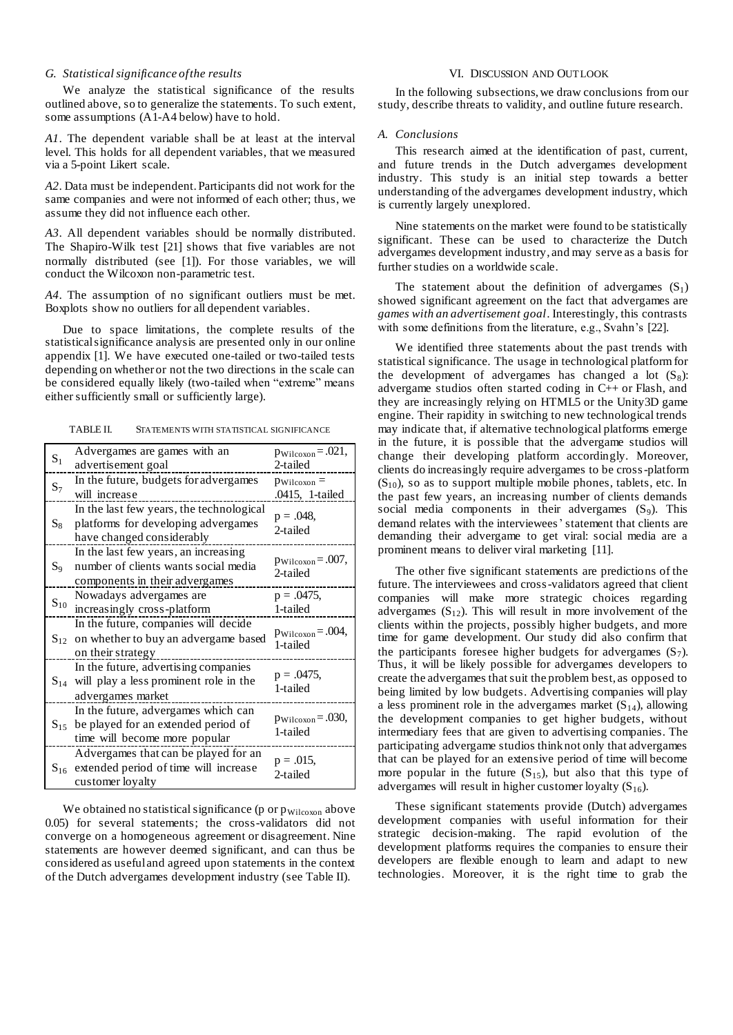### G. Statistical significance of the results

We analyze the statistical significance of the results outlined above, so to generalize the statements. To such extent, some assumptions (A1-A4 below) have to hold.

*A1*. The dependent variable shall be at least at the interval level. This holds for all dependent variables, that we measured via a 5-point Likert scale.

*A2*. Data must be independent. Participants did not work for the same companies and were not informed of each other; thus, we assume they did not influence each other.

*A3*. All dependent variables should be normally distributed. The Shapiro-Wilk test [21] shows that five variables are not normally distributed (see [1]). For those variables, we will conduct the Wilcoxon non-parametric test.

*A4*. The assumption of no significant outliers must be met. Boxplots show no outliers for all dependent variables.

Due to space limitations, the complete results of the statistical significance analysis are presented only in our online appendix [1]. We have executed one-tailed or two-tailed tests depending on whether or not the two directions in the scale can be considered equally likely (two-tailed when "extreme" means either sufficiently small or sufficiently large).

TABLE II. STATEMENTS WITH STATISTICAL SIGNIFICANCE

| | Statement | Significance |
|---|---|---|
| $S_1$ | Advergames are games with an advertisement goal | $p_{Wilcoxon} = .021$, 2-tailed |
| $S_7$ | In the future, budgets for advergames will increase | $p_{Wilcoxon} = .0415$, 1-tailed |
| $S_8$ | In the last few years, the technological platforms for developing advergames have changed considerably | $p = .048$, 2-tailed |
| $S_9$ | In the last few years, an increasing number of clients wants social media components in their advergames | $p_{Wilcoxon} = .007$, 2-tailed |
| $S_{10}$ | Nowadays advergames are increasingly cross-platform | $p = .0475$, 1-tailed |
| $S_{12}$ | In the future, companies will decide on whether to buy an advergame based on their strategy | $p_{Wilcoxon} = .004$, 1-tailed |
| $S_{14}$ | In the future, advertising companies will play a less prominent role in the advergames market | $p = .0475$, 1-tailed |
| $S_{15}$ | In the future, advergames which can be played for an extended period of time will become more popular | $p_{Wilcoxon} = .030$, 1-tailed |
| $S_{16}$ | Advergames that can be played for an extended period of time will increase customer loyalty | $p = .015$, 2-tailed |

We obtained no statistical significance (p or $p_{Wilcoxon}$ above 0.05) for several statements; the cross-validators did not converge on a homogeneous agreement or disagreement. Nine statements are however deemed significant, and can thus be considered as useful and agreed upon statements in the context of the Dutch advergames development industry (see Table II).

## VI. DISCUSSION AND OUTLOOK

In the following subsections, we draw conclusions from our study, describe threats to validity, and outline future research.

### A. Conclusions

This research aimed at the identification of past, current, and future trends in the Dutch advergames development industry. This study is an initial step towards a better understanding of the advergames development industry, which is currently largely unexplored.

Nine statements on the market were found to be statistically significant. These can be used to characterize the Dutch advergames development industry, and may serve as a basis for further studies on a worldwide scale.

The statement about the definition of advergames ($S_1$) showed significant agreement on the fact that advergames are *games with an advertisement goal*. Interestingly, this contrasts with some definitions from the literature, e.g., Svahn's [22].

We identified three statements about the past trends with statistical significance. The usage in technological platform for the development of advergames has changed a lot ($S_8$): advergame studios often started coding in C++ or Flash, and they are increasingly relying on HTML5 or the Unity3D game engine. Their rapidity in switching to new technological trends may indicate that, if alternative technological platforms emerge in the future, it is possible that the advergame studios will change their developing platform accordingly. Moreover, clients do increasingly require advergames to be cross-platform ($S_{10}$), so as to support multiple mobile phones, tablets, etc. In the past few years, an increasing number of clients demands social media components in their advergames ($S_9$). This demand relates with the interviewees' statement that clients are demanding their advergame to get viral: social media are a prominent means to deliver viral marketing [11].

The other five significant statements are predictions of the future. The interviewees and cross-validators agreed that client companies will make more strategic choices regarding advergames ($S_{12}$). This will result in more involvement of the clients within the projects, possibly higher budgets, and more time for game development. Our study did also confirm that the participants foresee higher budgets for advergames ($S_7$). Thus, it will be likely possible for advergames developers to create the advergames that suit the problem best, as opposed to being limited by low budgets. Advertising companies will play a less prominent role in the advergames market ($S_{14}$), allowing the development companies to get higher budgets, without intermediary fees that are given to advertising companies. The participating advergame studios think not only that advergames that can be played for an extensive period of time will become more popular in the future ($S_{15}$), but also that this type of advergames will result in higher customer loyalty ($S_{16}$).

These significant statements provide (Dutch) advergames development companies with useful information for their strategic decision-making. The rapid evolution of the development platforms requires the companies to ensure their developers are flexible enough to learn and adapt to new technologies. Moreover, it is the right time to grab the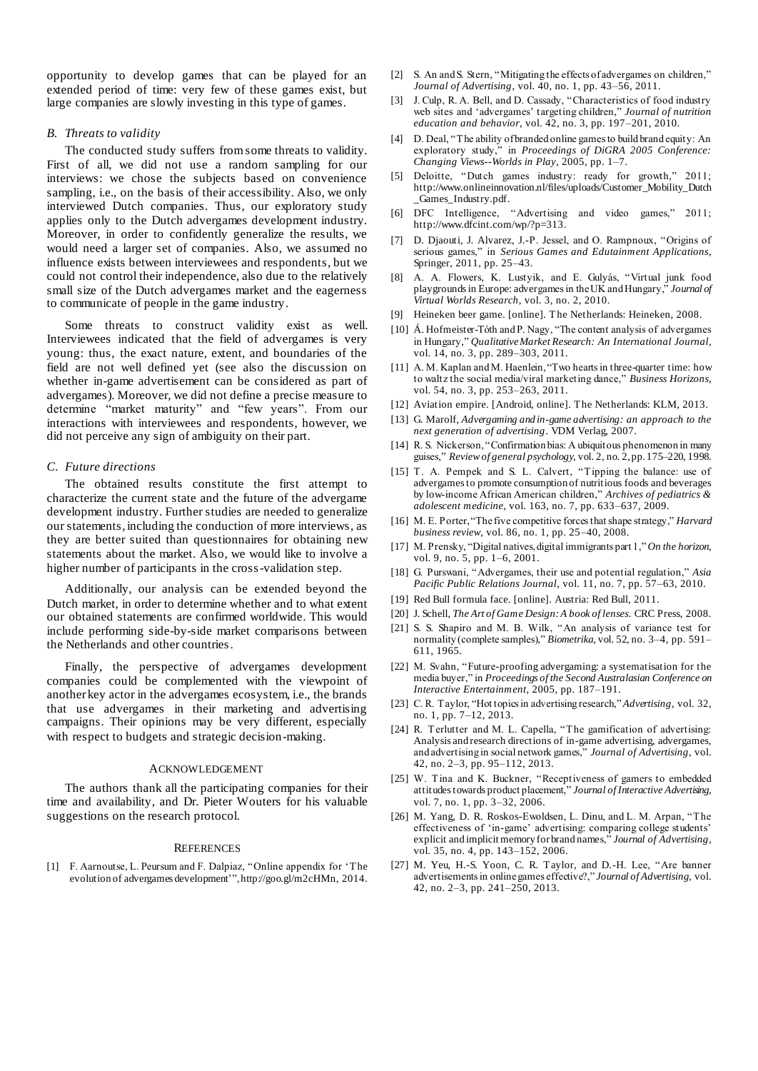opportunity to develop games that can be played for an extended period of time: very few of these games exist, but large companies are slowly investing in this type of games.

### *B. Threats to validity*

The conducted study suffers from some threats to validity. First of all, we did not use a random sampling for our interviews: we chose the subjects based on convenience sampling, i.e., on the basis of their accessibility. Also, we only interviewed Dutch companies. Thus, our exploratory study applies only to the Dutch advergames development industry. Moreover, in order to confidently generalize the results, we would need a larger set of companies. Also, we assumed no influence exists between interviewees and respondents, but we could not control their independence, also due to the relatively small size of the Dutch advergames market and the eagerness to communicate of people in the game industry.

Some threats to construct validity exist as well. Interviewees indicated that the field of advergames is very young: thus, the exact nature, extent, and boundaries of the field are not well defined yet (see also the discussion on whether in-game advertisement can be considered as part of advergames). Moreover, we did not define a precise measure to determine "market maturity" and "few years". From our interactions with interviewees and respondents, however, we did not perceive any sign of ambiguity on their part.

### *C. Future directions*

The obtained results constitute the first attempt to characterize the current state and the future of the advergame development industry. Further studies are needed to generalize our statements, including the conduction of more interviews, as they are better suited than questionnaires for obtaining new statements about the market. Also, we would like to involve a higher number of participants in the cross-validation step.

Additionally, our analysis can be extended beyond the Dutch market, in order to determine whether and to what extent our obtained statements are confirmed worldwide. This would include performing side-by-side market comparisons between the Netherlands and other countries.

Finally, the perspective of advergames development companies could be complemented with the viewpoint of another key actor in the advergames ecosystem, i.e., the brands that use advergames in their marketing and advertising campaigns. Their opinions may be very different, especially with respect to budgets and strategic decision-making.

## Acknowledgement

The authors thank all the participating companies for their time and availability, and Dr. Pieter Wouters for his valuable suggestions on the research protocol.

## References

[1] F. Aarnoutse, L. Peursum and F. Dalpiaz, "Online appendix for 'The evolution of advergames development'", http://goo.gl/m2cHMn, 2014.

[2] S. An and S. Stern, "Mitigating the effects of advergames on children," *Journal of Advertising*, vol. 40, no. 1, pp. 43–56, 2011.

[3] J. Culp, R. A. Bell, and D. Cassady, "Characteristics of food industry web sites and 'advergames' targeting children," *Journal of nutrition education and behavior*, vol. 42, no. 3, pp. 197–201, 2010.

[4] D. Deal, "The ability of branded online games to build brand equity: An exploratory study," in *Proceedings of DiGRA 2005 Conference: Changing Views--Worlds in Play*, 2005, pp. 1–7.

[5] Deloitte, "Dutch games industry: ready for growth," 2011; http://www.onlineinnovation.nl/files/uploads/Customer_Mobility_Dutch_Games_Industry.pdf.

[6] DFC Intelligence, "Advertising and video games," 2011; http://www.dfcint.com/wp/?p=313.

[7] D. Djaouti, J. Alvarez, J.-P. Jessel, and O. Rampnoux, "Origins of serious games," in *Serious Games and Edutainment Applications*, Springer, 2011, pp. 25–43.

[8] A. A. Flowers, K. Lustyik, and E. Gulyás, "Virtual junk food playgrounds in Europe: advergames in the UK and Hungary," *Journal of Virtual Worlds Research*, vol. 3, no. 2, 2010.

[9] Heineken beer game. [online]. The Netherlands: Heineken, 2008.

[10] Á. Hofmeister-Tóth and P. Nagy, "The content analysis of advergames in Hungary," *Qualitative Market Research: An International Journal*, vol. 14, no. 3, pp. 289–303, 2011.

[11] A. M. Kaplan and M. Haenlein, "Two hearts in three-quarter time: how to waltz the social media/viral marketing dance," *Business Horizons*, vol. 54, no. 3, pp. 253–263, 2011.

[12] Aviation empire. [Android, online]. The Netherlands: KLM, 2013.

[13] G. Marolf, *Advergaming and in-game advertising: an approach to the next generation of advertising*. VDM Verlag, 2007.

[14] R. S. Nickerson, "Confirmation bias: A ubiquitous phenomenon in many guises," *Review of general psychology*, vol. 2, no. 2, pp. 175–220, 1998.

[15] T. A. Pempek and S. L. Calvert, "Tipping the balance: use of advergames to promote consumption of nutritious foods and beverages by low-income African American children," *Archives of pediatrics & adolescent medicine*, vol. 163, no. 7, pp. 633–637, 2009.

[16] M. E. Porter, "The five competitive forces that shape strategy," *Harvard business review*, vol. 86, no. 1, pp. 25–40, 2008.

[17] M. Prensky, "Digital natives, digital immigrants part 1," *On the horizon*, vol. 9, no. 5, pp. 1–6, 2001.

[18] G. Purswani, "Advergames, their use and potential regulation," *Asia Pacific Public Relations Journal*, vol. 11, no. 7, pp. 57–63, 2010.

[19] Red Bull formula face. [online]. Austria: Red Bull, 2011.

[20] J. Schell, *The Art of Game Design: A book of lenses*. CRC Press, 2008.

[21] S. S. Shapiro and M. B. Wilk, "An analysis of variance test for normality (complete samples)," *Biometrika*, vol. 52, no. 3–4, pp. 591–611, 1965.

[22] M. Svahn, "Future-proofing advergaming: a systematisation for the media buyer," in *Proceedings of the Second Australasian Conference on Interactive Entertainment*, 2005, pp. 187–191.

[23] C. R. Taylor, "Hot topics in advertising research," *Advertising*, vol. 32, no. 1, pp. 7–12, 2013.

[24] R. Terlutter and M. L. Capella, "The gamification of advertising: Analysis and research directions of in-game advertising, advergames, and advertising in social network games," *Journal of Advertising*, vol. 42, no. 2–3, pp. 95–112, 2013.

[25] W. Tina and K. Buckner, "Receptiveness of gamers to embedded attitudes towards product placement," *Journal of Interactive Advertising*, vol. 7, no. 1, pp. 3–32, 2006.

[26] M. Yang, D. R. Roskos-Ewoldsen, L. Dinu, and L. M. Arpan, "The effectiveness of 'in-game' advertising: comparing college students' explicit and implicit memory for brand names," *Journal of Advertising*, vol. 35, no. 4, pp. 143–152, 2006.

[27] M. Yeu, H.-S. Yoon, C. R. Taylor, and D.-H. Lee, "Are banner advertisements in online games effective?," *Journal of Advertising*, vol. 42, no. 2–3, pp. 241–250, 2013.